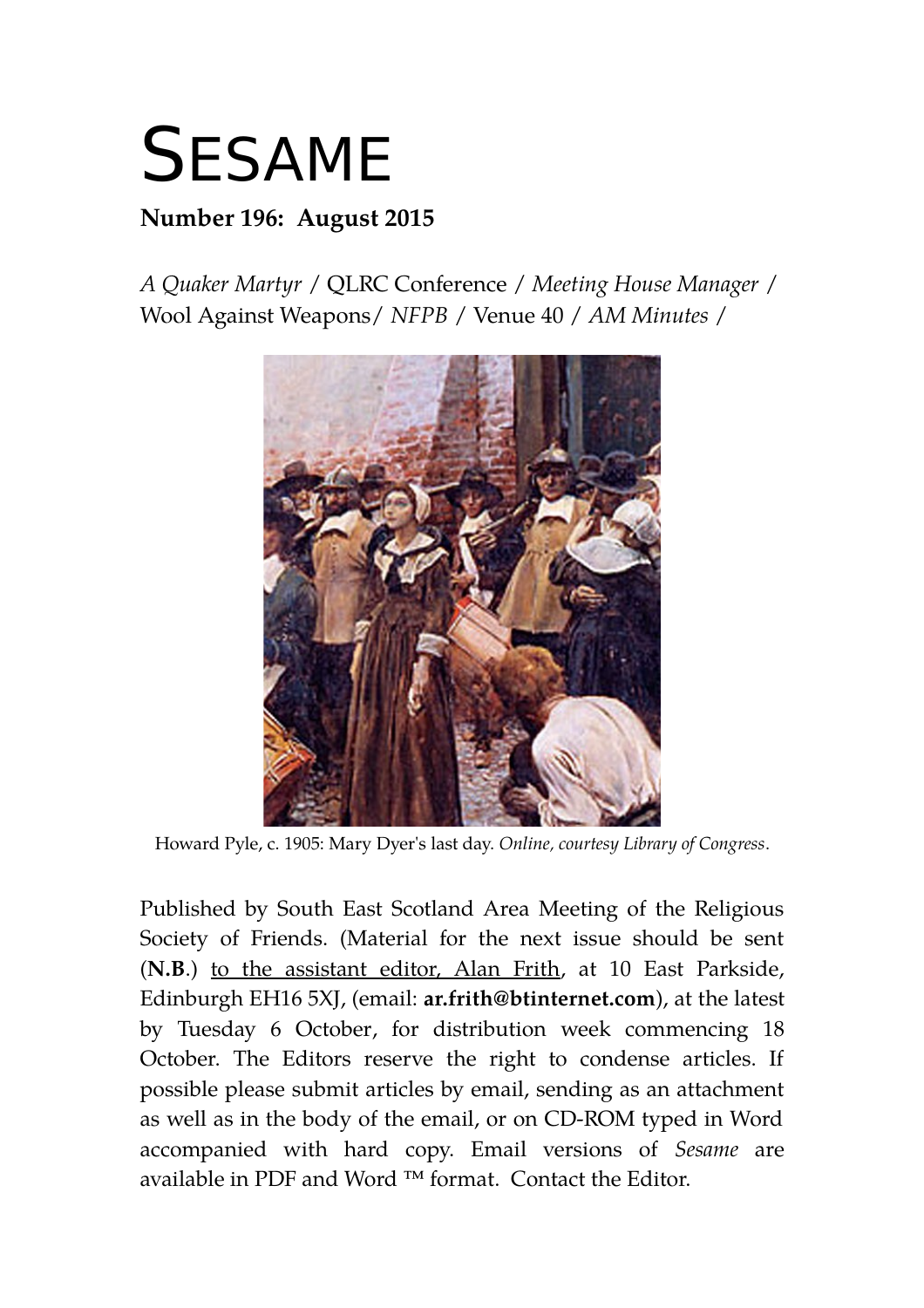# SESAME

**Number 196: August 2015**

*A Quaker Martyr* / QLRC Conference / *Meeting House Manager* / Wool Against Weapons/ *NFPB* / Venue 40 / *AM Minutes* /

Howard Pyle, c. 1905: Mary Dyer's last day. *Online, courtesy Library of Congress*.

Published by South East Scotland Area Meeting of the Religious Society of Friends. (Material for the next issue should be sent (**N.B**.) to the assistant editor, Alan Frith, at 10 East Parkside, Edinburgh EH16 5XJ, (email: **ar.frith@btinternet.com**), at the latest by Tuesday 6 October, for distribution week commencing 18 October. The Editors reserve the right to condense articles. If possible please submit articles by email, sending as an attachment as well as in the body of the email, or on CD-ROM typed in Word accompanied with hard copy. Email versions of *Sesame* are available in PDF and Word ™ format. Contact the Editor.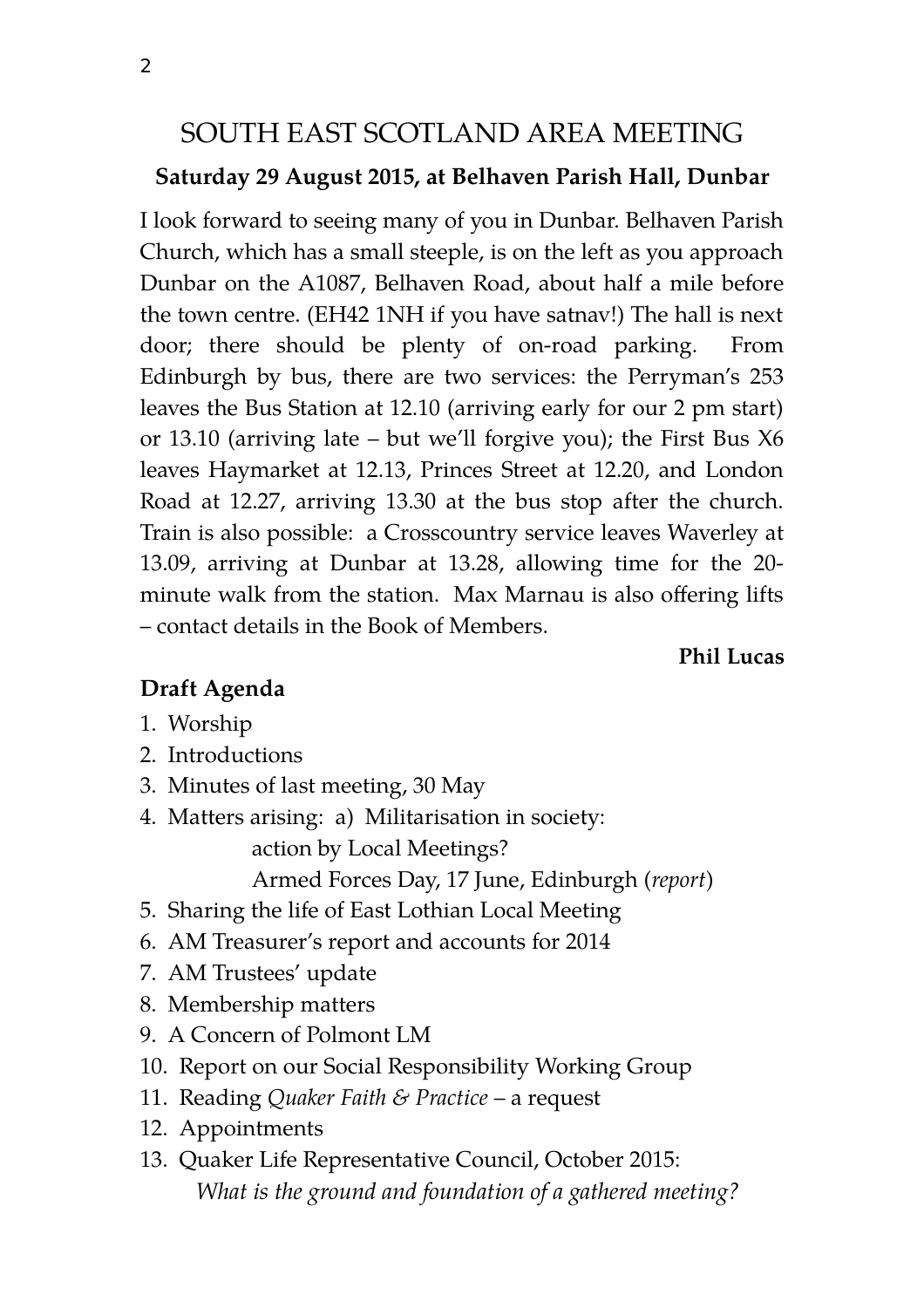# SOUTH EAST SCOTLAND AREA MEETING

**Saturday 29 August 2015, at Belhaven Parish Hall, Dunbar**

I look forward to seeing many of you in Dunbar. Belhaven Parish Church, which has a small steeple, is on the left as you approach Dunbar on the A1087, Belhaven Road, about half a mile before the town centre. (EH42 1NH if you have satnav!) The hall is next door; there should be plenty of on-road parking. From Edinburgh by bus, there are two services: the Perryman's 253 leaves the Bus Station at 12.10 (arriving early for our 2 pm start) or 13.10 (arriving late – but we'll forgive you); the First Bus X6 leaves Haymarket at 12.13, Princes Street at 12.20, and London Road at 12.27, arriving 13.30 at the bus stop after the church. Train is also possible: a Crosscountry service leaves Waverley at 13.09, arriving at Dunbar at 13.28, allowing time for the 20-minute walk from the station. Max Marnau is also offering lifts – contact details in the Book of Members.

**Phil Lucas**

## Draft Agenda

1. Worship
2. Introductions
3. Minutes of last meeting, 30 May
4. Matters arising: a) Militarisation in society:
   action by Local Meetings?
   Armed Forces Day, 17 June, Edinburgh (*report*)
5. Sharing the life of East Lothian Local Meeting
6. AM Treasurer's report and accounts for 2014
7. AM Trustees' update
8. Membership matters
9. A Concern of Polmont LM
10. Report on our Social Responsibility Working Group
11. Reading *Quaker Faith & Practice* – a request
12. Appointments
13. Quaker Life Representative Council, October 2015:
    *What is the ground and foundation of a gathered meeting?*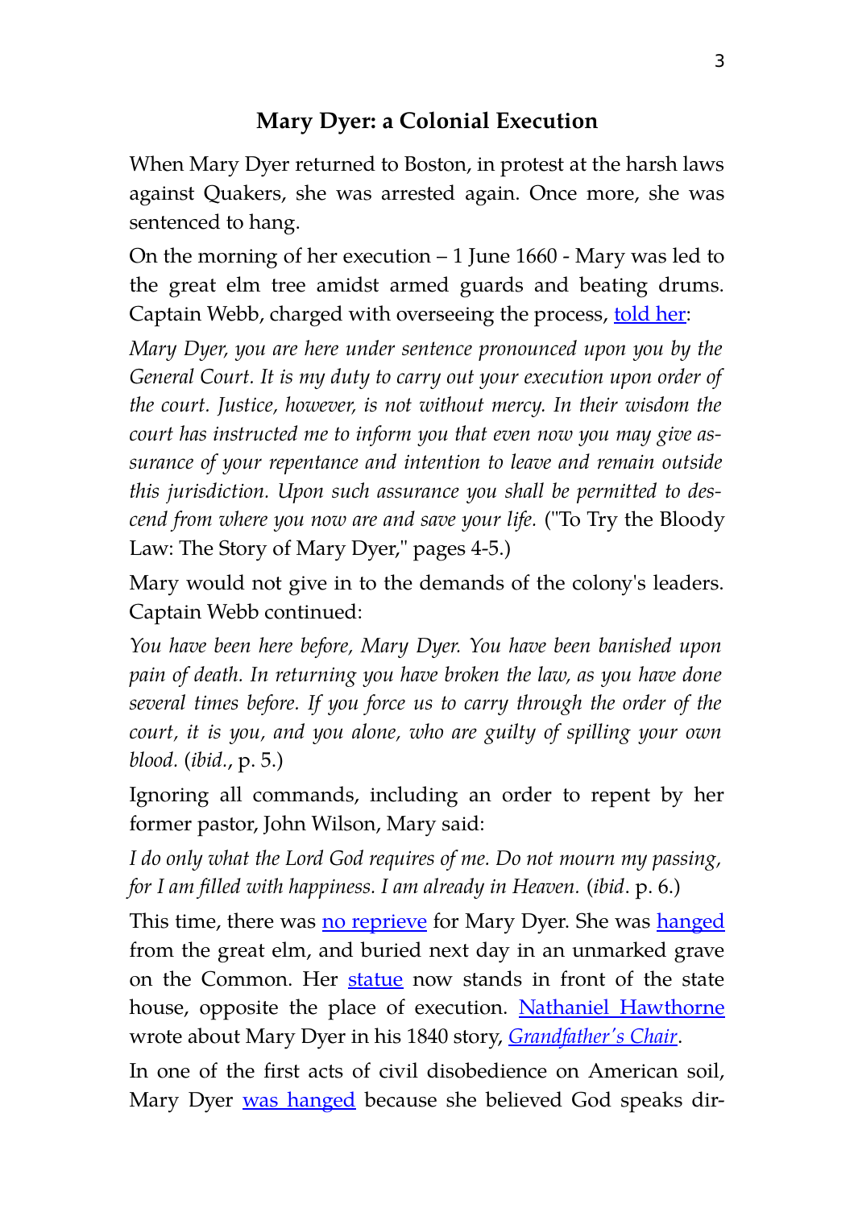## Mary Dyer: a Colonial Execution

When Mary Dyer returned to Boston, in protest at the harsh laws against Quakers, she was arrested again. Once more, she was sentenced to hang.

On the morning of her execution – 1 June 1660 - Mary was led to the great elm tree amidst armed guards and beating drums. Captain Webb, charged with overseeing the process, told her:

*Mary Dyer, you are here under sentence pronounced upon you by the General Court. It is my duty to carry out your execution upon order of the court. Justice, however, is not without mercy. In their wisdom the court has instructed me to inform you that even now you may give assurance of your repentance and intention to leave and remain outside this jurisdiction. Upon such assurance you shall be permitted to descend from where you now are and save your life.* ("To Try the Bloody Law: The Story of Mary Dyer," pages 4-5.)

Mary would not give in to the demands of the colony's leaders. Captain Webb continued:

*You have been here before, Mary Dyer. You have been banished upon pain of death. In returning you have broken the law, as you have done several times before. If you force us to carry through the order of the court, it is you, and you alone, who are guilty of spilling your own blood.* (*ibid.*, p. 5.)

Ignoring all commands, including an order to repent by her former pastor, John Wilson, Mary said:

*I do only what the Lord God requires of me. Do not mourn my passing, for I am filled with happiness. I am already in Heaven.* (*ibid.* p. 6.)

This time, there was no reprieve for Mary Dyer. She was hanged from the great elm, and buried next day in an unmarked grave on the Common. Her statue now stands in front of the state house, opposite the place of execution. Nathaniel Hawthorne wrote about Mary Dyer in his 1840 story, *Grandfather's Chair*.

In one of the first acts of civil disobedience on American soil, Mary Dyer was hanged because she believed God speaks dir-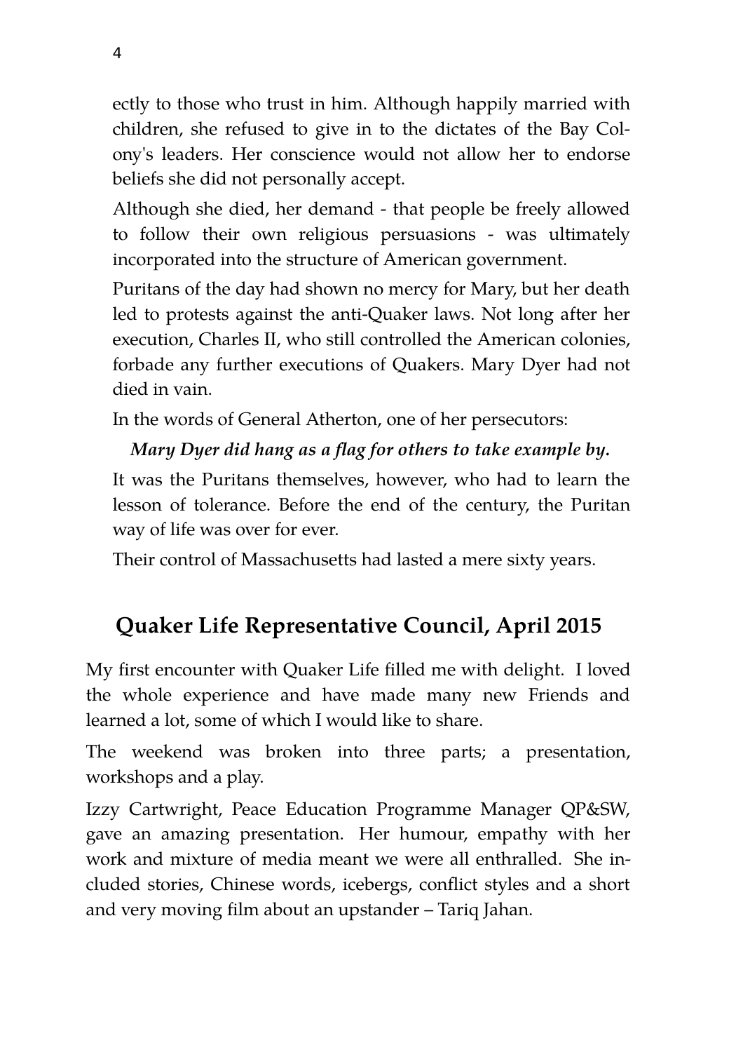ectly to those who trust in him. Although happily married with children, she refused to give in to the dictates of the Bay Colony's leaders. Her conscience would not allow her to endorse beliefs she did not personally accept.

Although she died, her demand - that people be freely allowed to follow their own religious persuasions - was ultimately incorporated into the structure of American government.

Puritans of the day had shown no mercy for Mary, but her death led to protests against the anti-Quaker laws. Not long after her execution, Charles II, who still controlled the American colonies, forbade any further executions of Quakers. Mary Dyer had not died in vain.

In the words of General Atherton, one of her persecutors:

***Mary Dyer did hang as a flag for others to take example by.***

It was the Puritans themselves, however, who had to learn the lesson of tolerance. Before the end of the century, the Puritan way of life was over for ever.

Their control of Massachusetts had lasted a mere sixty years.

## Quaker Life Representative Council, April 2015

My first encounter with Quaker Life filled me with delight. I loved the whole experience and have made many new Friends and learned a lot, some of which I would like to share.

The weekend was broken into three parts; a presentation, workshops and a play.

Izzy Cartwright, Peace Education Programme Manager QP&SW, gave an amazing presentation. Her humour, empathy with her work and mixture of media meant we were all enthralled. She included stories, Chinese words, icebergs, conflict styles and a short and very moving film about an upstander – Tariq Jahan.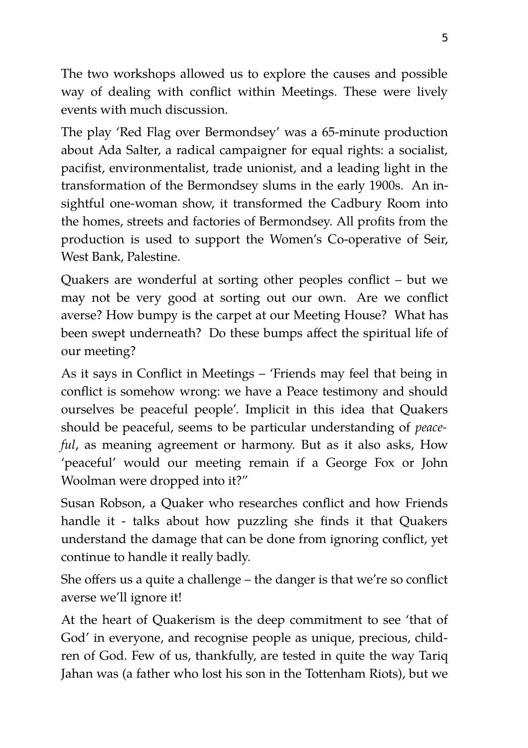The two workshops allowed us to explore the causes and possible way of dealing with conflict within Meetings. These were lively events with much discussion.

The play 'Red Flag over Bermondsey' was a 65-minute production about Ada Salter, a radical campaigner for equal rights: a socialist, pacifist, environmentalist, trade unionist, and a leading light in the transformation of the Bermondsey slums in the early 1900s. An insightful one-woman show, it transformed the Cadbury Room into the homes, streets and factories of Bermondsey. All profits from the production is used to support the Women's Co-operative of Seir, West Bank, Palestine.

Quakers are wonderful at sorting other peoples conflict – but we may not be very good at sorting out our own. Are we conflict averse? How bumpy is the carpet at our Meeting House? What has been swept underneath? Do these bumps affect the spiritual life of our meeting?

As it says in Conflict in Meetings – 'Friends may feel that being in conflict is somehow wrong: we have a Peace testimony and should ourselves be peaceful people'. Implicit in this idea that Quakers should be peaceful, seems to be particular understanding of *peaceful*, as meaning agreement or harmony. But as it also asks, How 'peaceful' would our meeting remain if a George Fox or John Woolman were dropped into it?"

Susan Robson, a Quaker who researches conflict and how Friends handle it - talks about how puzzling she finds it that Quakers understand the damage that can be done from ignoring conflict, yet continue to handle it really badly.

She offers us a quite a challenge – the danger is that we're so conflict averse we'll ignore it!

At the heart of Quakerism is the deep commitment to see 'that of God' in everyone, and recognise people as unique, precious, children of God. Few of us, thankfully, are tested in quite the way Tariq Jahan was (a father who lost his son in the Tottenham Riots), but we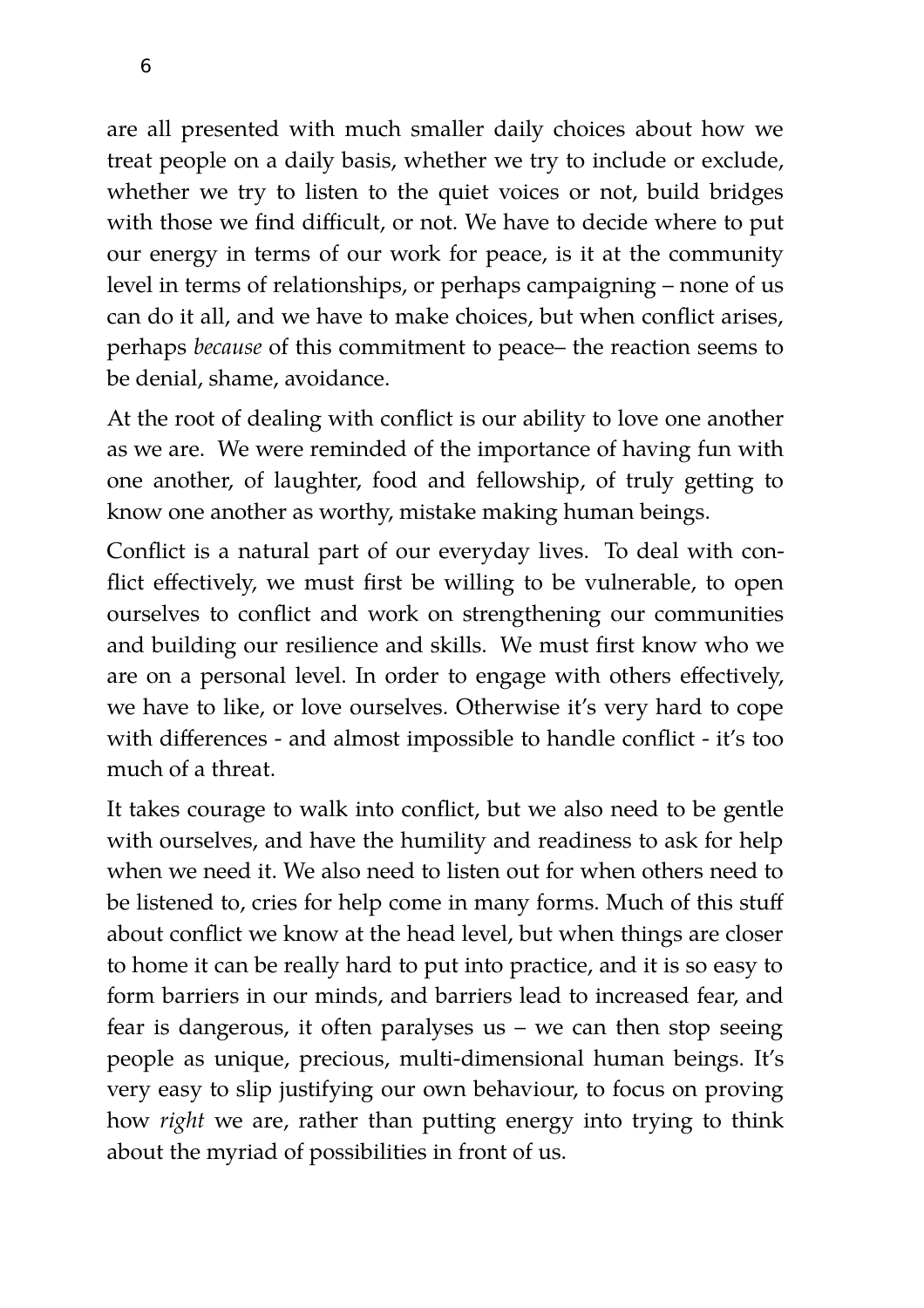are all presented with much smaller daily choices about how we treat people on a daily basis, whether we try to include or exclude, whether we try to listen to the quiet voices or not, build bridges with those we find difficult, or not. We have to decide where to put our energy in terms of our work for peace, is it at the community level in terms of relationships, or perhaps campaigning – none of us can do it all, and we have to make choices, but when conflict arises, perhaps *because* of this commitment to peace– the reaction seems to be denial, shame, avoidance.

At the root of dealing with conflict is our ability to love one another as we are. We were reminded of the importance of having fun with one another, of laughter, food and fellowship, of truly getting to know one another as worthy, mistake making human beings.

Conflict is a natural part of our everyday lives. To deal with conflict effectively, we must first be willing to be vulnerable, to open ourselves to conflict and work on strengthening our communities and building our resilience and skills. We must first know who we are on a personal level. In order to engage with others effectively, we have to like, or love ourselves. Otherwise it's very hard to cope with differences - and almost impossible to handle conflict - it's too much of a threat.

It takes courage to walk into conflict, but we also need to be gentle with ourselves, and have the humility and readiness to ask for help when we need it. We also need to listen out for when others need to be listened to, cries for help come in many forms. Much of this stuff about conflict we know at the head level, but when things are closer to home it can be really hard to put into practice, and it is so easy to form barriers in our minds, and barriers lead to increased fear, and fear is dangerous, it often paralyses us – we can then stop seeing people as unique, precious, multi-dimensional human beings. It's very easy to slip justifying our own behaviour, to focus on proving how *right* we are, rather than putting energy into trying to think about the myriad of possibilities in front of us.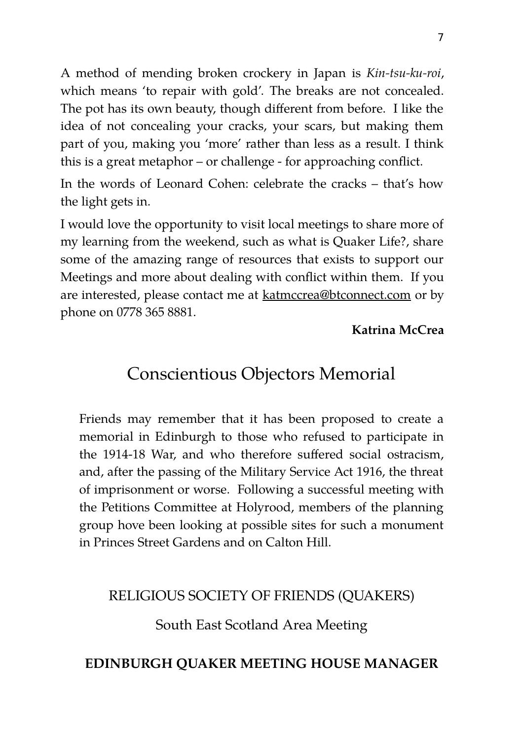A method of mending broken crockery in Japan is *Kin-tsu-ku-roi*, which means 'to repair with gold'. The breaks are not concealed. The pot has its own beauty, though different from before. I like the idea of not concealing your cracks, your scars, but making them part of you, making you 'more' rather than less as a result. I think this is a great metaphor – or challenge - for approaching conflict.

In the words of Leonard Cohen: celebrate the cracks – that's how the light gets in.

I would love the opportunity to visit local meetings to share more of my learning from the weekend, such as what is Quaker Life?, share some of the amazing range of resources that exists to support our Meetings and more about dealing with conflict within them. If you are interested, please contact me at katmccrea@btconnect.com or by phone on 0778 365 8881.

**Katrina McCrea**

## Conscientious Objectors Memorial

Friends may remember that it has been proposed to create a memorial in Edinburgh to those who refused to participate in the 1914-18 War, and who therefore suffered social ostracism, and, after the passing of the Military Service Act 1916, the threat of imprisonment or worse. Following a successful meeting with the Petitions Committee at Holyrood, members of the planning group hove been looking at possible sites for such a monument in Princes Street Gardens and on Calton Hill.

RELIGIOUS SOCIETY OF FRIENDS (QUAKERS)

South East Scotland Area Meeting

**EDINBURGH QUAKER MEETING HOUSE MANAGER**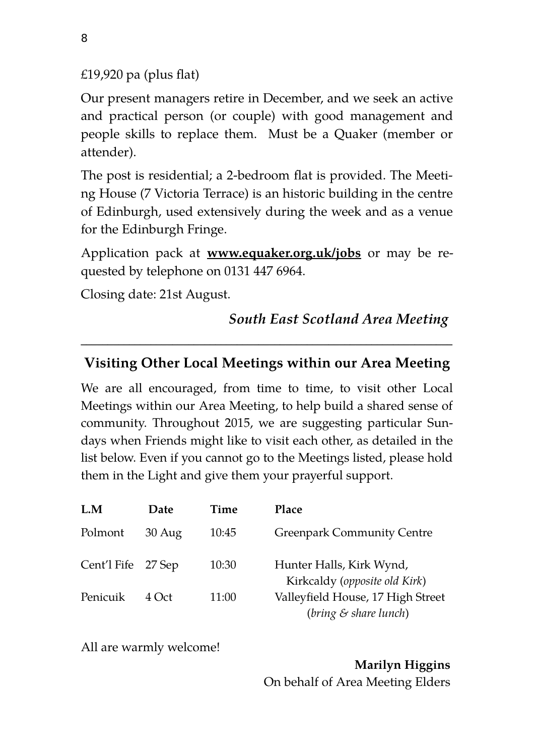£19,920 pa (plus flat)

Our present managers retire in December, and we seek an active and practical person (or couple) with good management and people skills to replace them. Must be a Quaker (member or attender).

The post is residential; a 2-bedroom flat is provided. The Meeting House (7 Victoria Terrace) is an historic building in the centre of Edinburgh, used extensively during the week and as a venue for the Edinburgh Fringe.

Application pack at **www.equaker.org.uk/jobs** or may be requested by telephone on 0131 447 6964.

Closing date: 21st August.

***South East Scotland Area Meeting***

---

## Visiting Other Local Meetings within our Area Meeting

We are all encouraged, from time to time, to visit other Local Meetings within our Area Meeting, to help build a shared sense of community. Throughout 2015, we are suggesting particular Sundays when Friends might like to visit each other, as detailed in the list below. Even if you cannot go to the Meetings listed, please hold them in the Light and give them your prayerful support.

| L.M | Date | Time | Place |
|---|---|---|---|
| Polmont | 30 Aug | 10:45 | Greenpark Community Centre |
| Cent'l Fife | 27 Sep | 10:30 | Hunter Halls, Kirk Wynd, Kirkcaldy (*opposite old Kirk*) |
| Penicuik | 4 Oct | 11:00 | Valleyfield House, 17 High Street (*bring & share lunch*) |

All are warmly welcome!

**Marilyn Higgins**
On behalf of Area Meeting Elders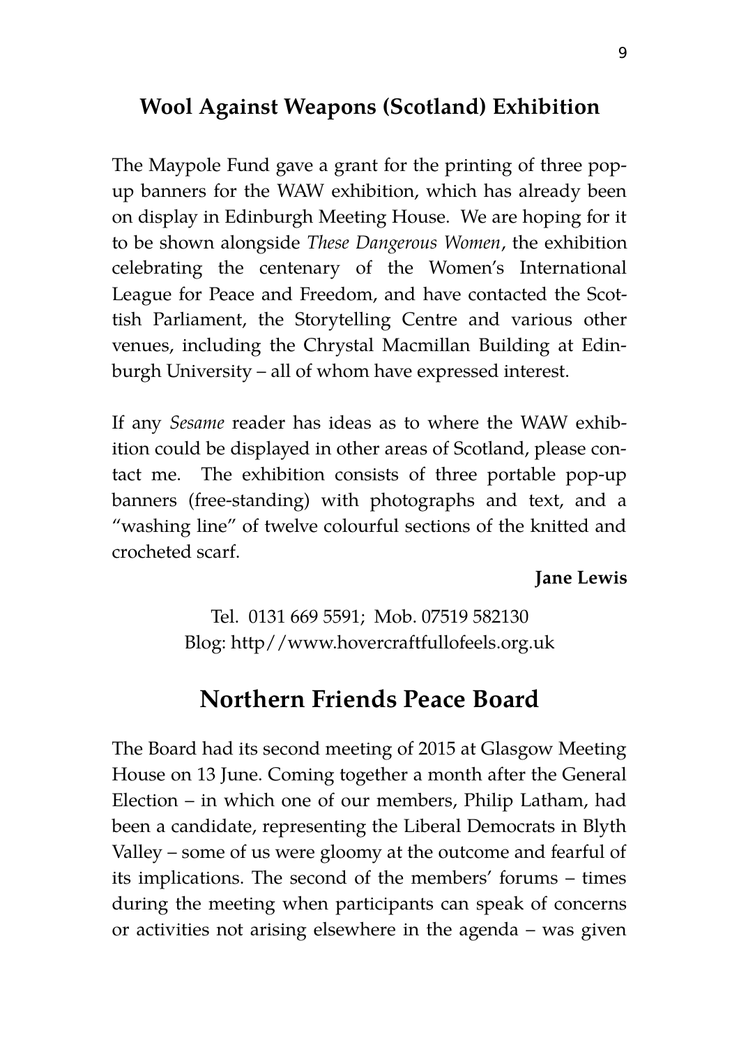## Wool Against Weapons (Scotland) Exhibition

The Maypole Fund gave a grant for the printing of three pop-up banners for the WAW exhibition, which has already been on display in Edinburgh Meeting House. We are hoping for it to be shown alongside *These Dangerous Women*, the exhibition celebrating the centenary of the Women's International League for Peace and Freedom, and have contacted the Scottish Parliament, the Storytelling Centre and various other venues, including the Chrystal Macmillan Building at Edinburgh University – all of whom have expressed interest.

If any *Sesame* reader has ideas as to where the WAW exhibition could be displayed in other areas of Scotland, please contact me. The exhibition consists of three portable pop-up banners (free-standing) with photographs and text, and a "washing line" of twelve colourful sections of the knitted and crocheted scarf.

**Jane Lewis**

Tel. 0131 669 5591; Mob. 07519 582130
Blog: http//www.hovercraftfullofeels.org.uk

## Northern Friends Peace Board

The Board had its second meeting of 2015 at Glasgow Meeting House on 13 June. Coming together a month after the General Election – in which one of our members, Philip Latham, had been a candidate, representing the Liberal Democrats in Blyth Valley – some of us were gloomy at the outcome and fearful of its implications. The second of the members' forums – times during the meeting when participants can speak of concerns or activities not arising elsewhere in the agenda – was given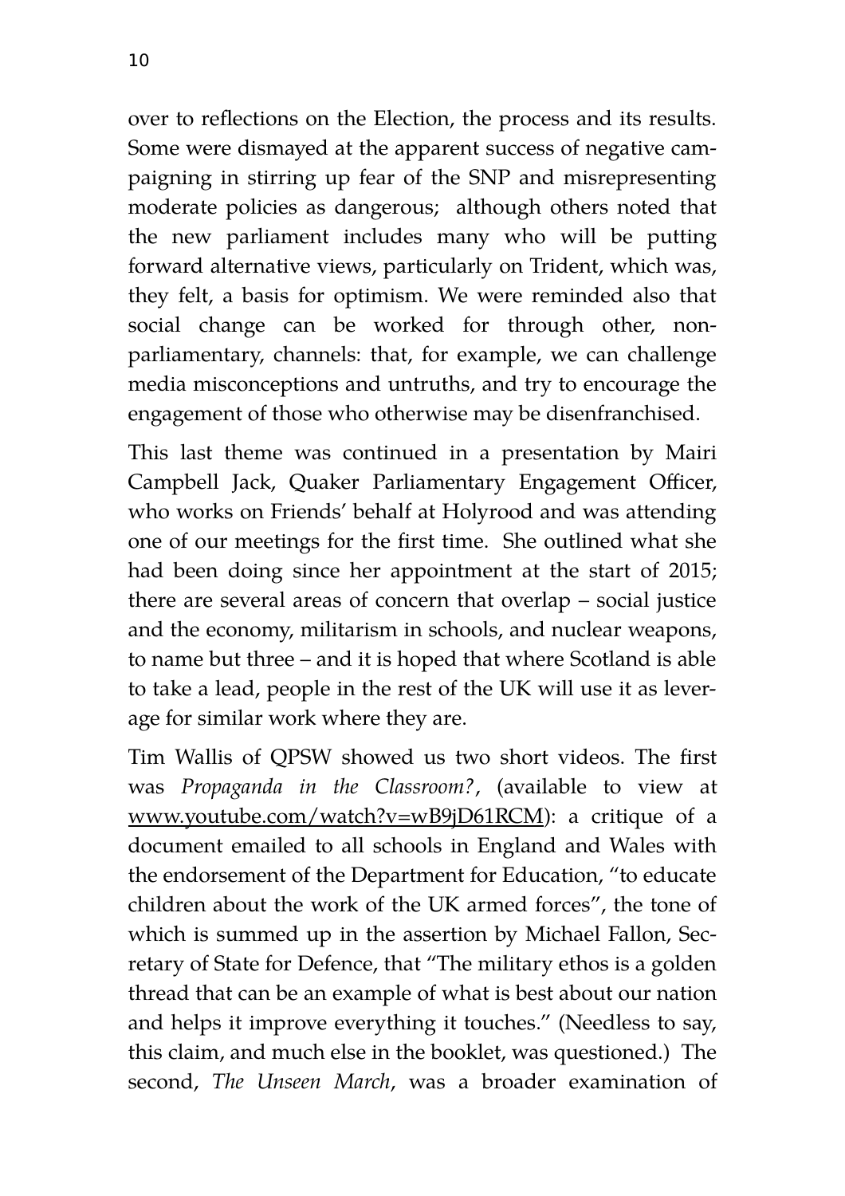over to reflections on the Election, the process and its results. Some were dismayed at the apparent success of negative campaigning in stirring up fear of the SNP and misrepresenting moderate policies as dangerous; although others noted that the new parliament includes many who will be putting forward alternative views, particularly on Trident, which was, they felt, a basis for optimism. We were reminded also that social change can be worked for through other, non-parliamentary, channels: that, for example, we can challenge media misconceptions and untruths, and try to encourage the engagement of those who otherwise may be disenfranchised.

This last theme was continued in a presentation by Mairi Campbell Jack, Quaker Parliamentary Engagement Officer, who works on Friends' behalf at Holyrood and was attending one of our meetings for the first time. She outlined what she had been doing since her appointment at the start of 2015; there are several areas of concern that overlap – social justice and the economy, militarism in schools, and nuclear weapons, to name but three – and it is hoped that where Scotland is able to take a lead, people in the rest of the UK will use it as leverage for similar work where they are.

Tim Wallis of QPSW showed us two short videos. The first was *Propaganda in the Classroom?*, (available to view at www.youtube.com/watch?v=wB9jD61RCM): a critique of a document emailed to all schools in England and Wales with the endorsement of the Department for Education, "to educate children about the work of the UK armed forces", the tone of which is summed up in the assertion by Michael Fallon, Secretary of State for Defence, that "The military ethos is a golden thread that can be an example of what is best about our nation and helps it improve everything it touches." (Needless to say, this claim, and much else in the booklet, was questioned.) The second, *The Unseen March*, was a broader examination of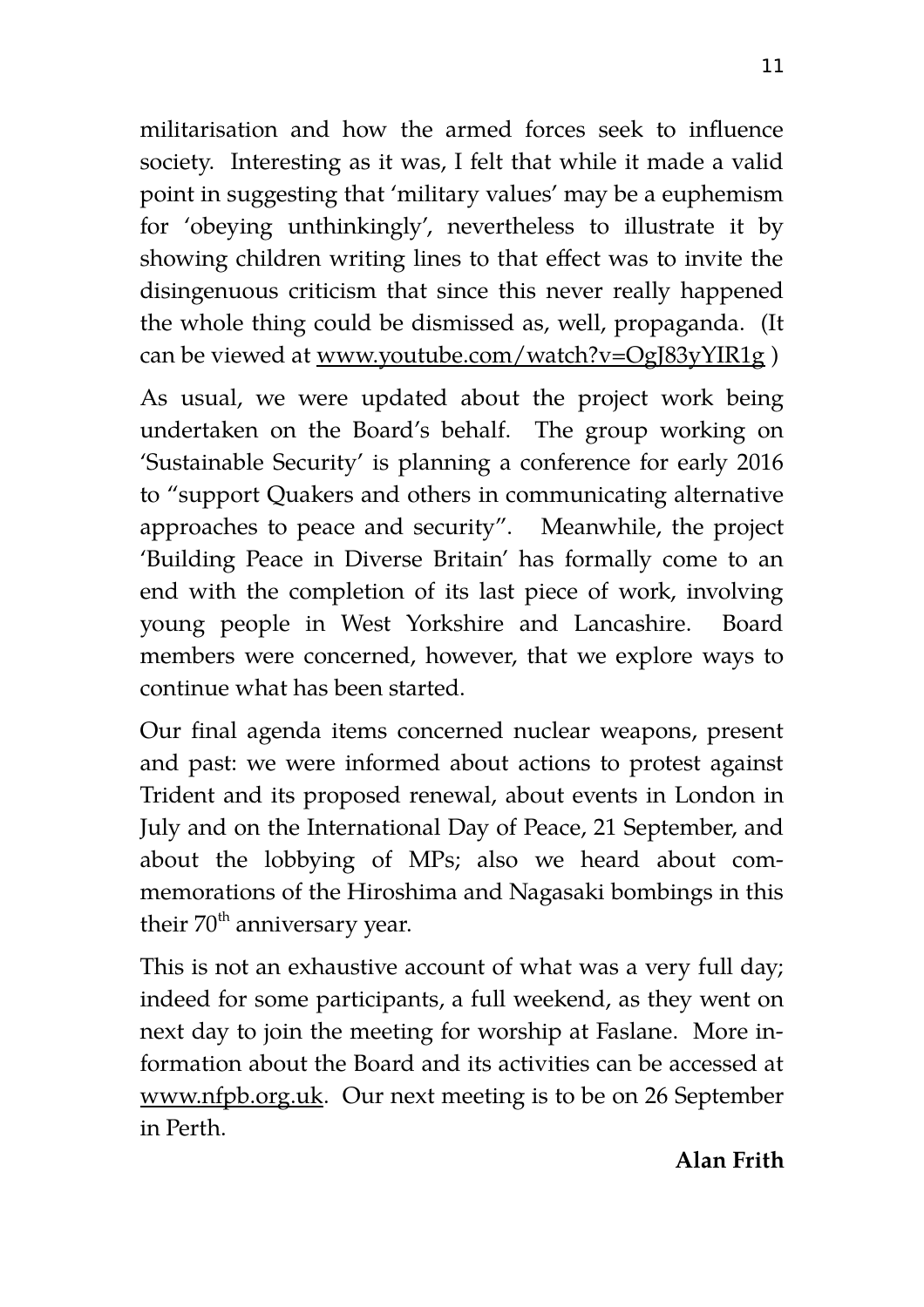militarisation and how the armed forces seek to influence society. Interesting as it was, I felt that while it made a valid point in suggesting that 'military values' may be a euphemism for 'obeying unthinkingly', nevertheless to illustrate it by showing children writing lines to that effect was to invite the disingenuous criticism that since this never really happened the whole thing could be dismissed as, well, propaganda. (It can be viewed at www.youtube.com/watch?v=OgJ83yYIR1g )

As usual, we were updated about the project work being undertaken on the Board's behalf. The group working on 'Sustainable Security' is planning a conference for early 2016 to "support Quakers and others in communicating alternative approaches to peace and security". Meanwhile, the project 'Building Peace in Diverse Britain' has formally come to an end with the completion of its last piece of work, involving young people in West Yorkshire and Lancashire. Board members were concerned, however, that we explore ways to continue what has been started.

Our final agenda items concerned nuclear weapons, present and past: we were informed about actions to protest against Trident and its proposed renewal, about events in London in July and on the International Day of Peace, 21 September, and about the lobbying of MPs; also we heard about commemorations of the Hiroshima and Nagasaki bombings in this their 70th anniversary year.

This is not an exhaustive account of what was a very full day; indeed for some participants, a full weekend, as they went on next day to join the meeting for worship at Faslane. More information about the Board and its activities can be accessed at www.nfpb.org.uk. Our next meeting is to be on 26 September in Perth.

**Alan Frith**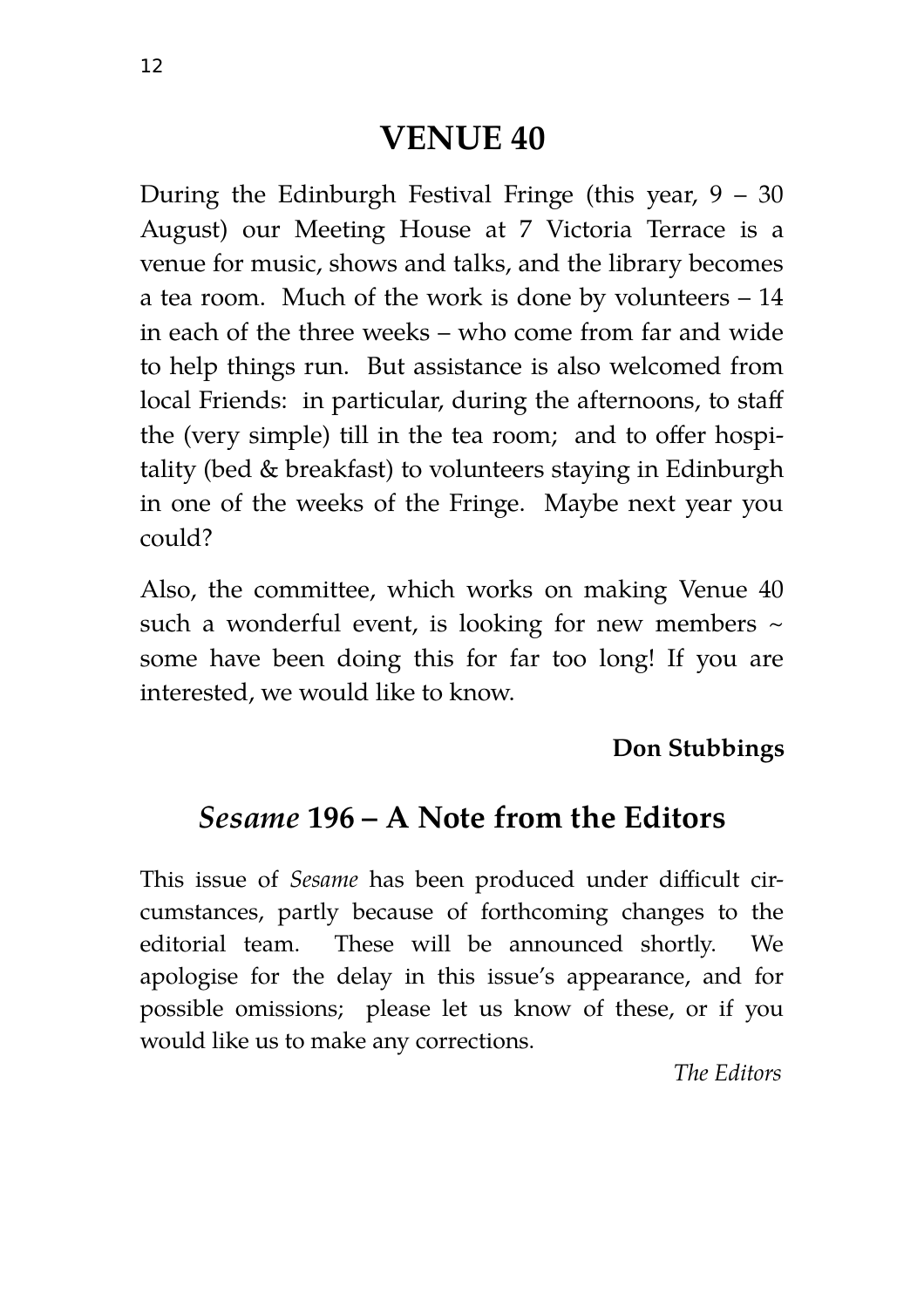# VENUE 40

During the Edinburgh Festival Fringe (this year, 9 – 30 August) our Meeting House at 7 Victoria Terrace is a venue for music, shows and talks, and the library becomes a tea room. Much of the work is done by volunteers – 14 in each of the three weeks – who come from far and wide to help things run. But assistance is also welcomed from local Friends: in particular, during the afternoons, to staff the (very simple) till in the tea room; and to offer hospitality (bed & breakfast) to volunteers staying in Edinburgh in one of the weeks of the Fringe. Maybe next year you could?

Also, the committee, which works on making Venue 40 such a wonderful event, is looking for new members ~ some have been doing this for far too long! If you are interested, we would like to know.

**Don Stubbings**

## *Sesame* 196 – A Note from the Editors

This issue of *Sesame* has been produced under difficult circumstances, partly because of forthcoming changes to the editorial team. These will be announced shortly. We apologise for the delay in this issue's appearance, and for possible omissions; please let us know of these, or if you would like us to make any corrections.

*The Editors*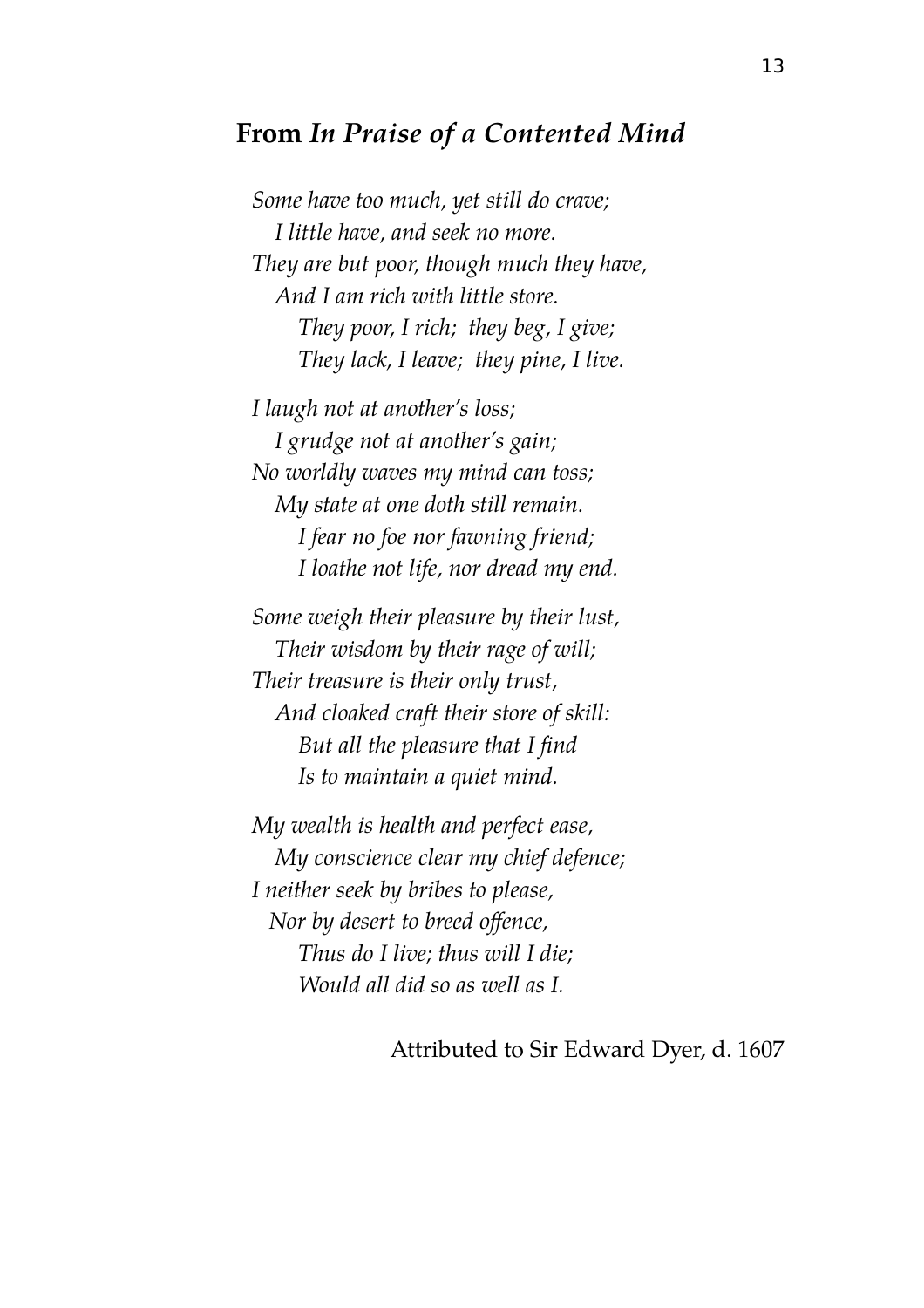## From *In Praise of a Contented Mind*

*Some have too much, yet still do crave;*
*I little have, and seek no more.*
*They are but poor, though much they have,*
*And I am rich with little store.*
*They poor, I rich; they beg, I give;*
*They lack, I leave; they pine, I live.*

*I laugh not at another's loss;*
*I grudge not at another's gain;*
*No worldly waves my mind can toss;*
*My state at one doth still remain.*
*I fear no foe nor fawning friend;*
*I loathe not life, nor dread my end.*

*Some weigh their pleasure by their lust,*
*Their wisdom by their rage of will;*
*Their treasure is their only trust,*
*And cloaked craft their store of skill:*
*But all the pleasure that I find*
*Is to maintain a quiet mind.*

*My wealth is health and perfect ease,*
*My conscience clear my chief defence;*
*I neither seek by bribes to please,*
*Nor by desert to breed offence,*
*Thus do I live; thus will I die;*
*Would all did so as well as I.*

Attributed to Sir Edward Dyer, d. 1607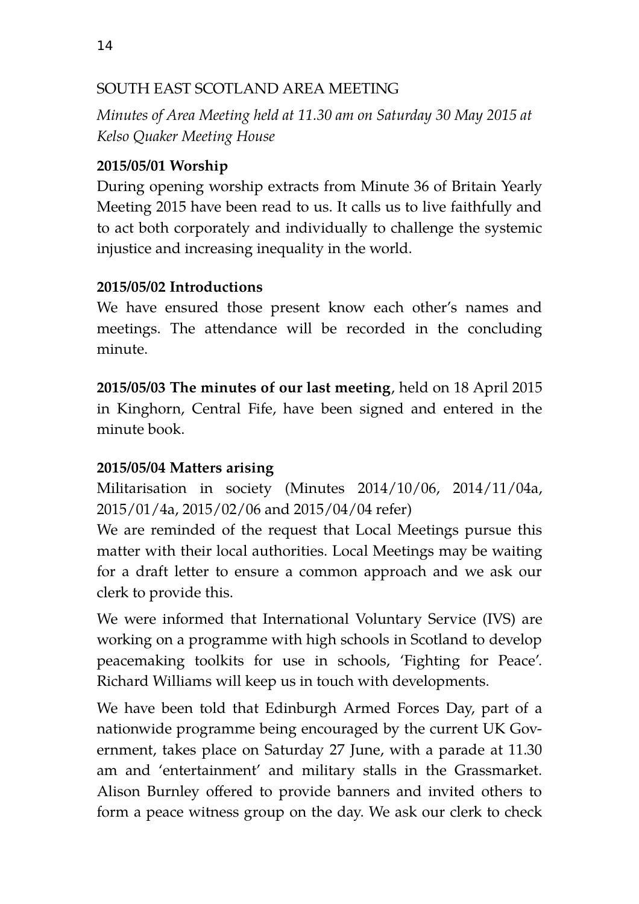SOUTH EAST SCOTLAND AREA MEETING

*Minutes of Area Meeting held at 11.30 am on Saturday 30 May 2015 at Kelso Quaker Meeting House*

**2015/05/01 Worship**

During opening worship extracts from Minute 36 of Britain Yearly Meeting 2015 have been read to us. It calls us to live faithfully and to act both corporately and individually to challenge the systemic injustice and increasing inequality in the world.

**2015/05/02 Introductions**

We have ensured those present know each other's names and meetings. The attendance will be recorded in the concluding minute.

**2015/05/03 The minutes of our last meeting**, held on 18 April 2015 in Kinghorn, Central Fife, have been signed and entered in the minute book.

**2015/05/04 Matters arising**

Militarisation in society (Minutes 2014/10/06, 2014/11/04a, 2015/01/4a, 2015/02/06 and 2015/04/04 refer)

We are reminded of the request that Local Meetings pursue this matter with their local authorities. Local Meetings may be waiting for a draft letter to ensure a common approach and we ask our clerk to provide this.

We were informed that International Voluntary Service (IVS) are working on a programme with high schools in Scotland to develop peacemaking toolkits for use in schools, 'Fighting for Peace'. Richard Williams will keep us in touch with developments.

We have been told that Edinburgh Armed Forces Day, part of a nationwide programme being encouraged by the current UK Government, takes place on Saturday 27 June, with a parade at 11.30 am and 'entertainment' and military stalls in the Grassmarket. Alison Burnley offered to provide banners and invited others to form a peace witness group on the day. We ask our clerk to check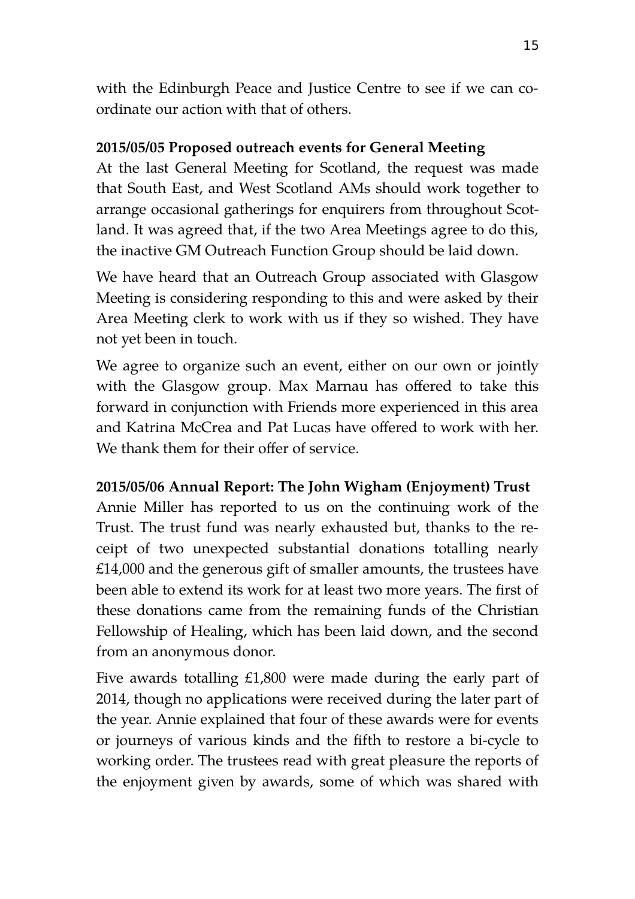with the Edinburgh Peace and Justice Centre to see if we can co-ordinate our action with that of others.

**2015/05/05 Proposed outreach events for General Meeting**

At the last General Meeting for Scotland, the request was made that South East, and West Scotland AMs should work together to arrange occasional gatherings for enquirers from throughout Scotland. It was agreed that, if the two Area Meetings agree to do this, the inactive GM Outreach Function Group should be laid down.

We have heard that an Outreach Group associated with Glasgow Meeting is considering responding to this and were asked by their Area Meeting clerk to work with us if they so wished. They have not yet been in touch.

We agree to organize such an event, either on our own or jointly with the Glasgow group. Max Marnau has offered to take this forward in conjunction with Friends more experienced in this area and Katrina McCrea and Pat Lucas have offered to work with her. We thank them for their offer of service.

**2015/05/06 Annual Report: The John Wigham (Enjoyment) Trust**

Annie Miller has reported to us on the continuing work of the Trust. The trust fund was nearly exhausted but, thanks to the receipt of two unexpected substantial donations totalling nearly £14,000 and the generous gift of smaller amounts, the trustees have been able to extend its work for at least two more years. The first of these donations came from the remaining funds of the Christian Fellowship of Healing, which has been laid down, and the second from an anonymous donor.

Five awards totalling £1,800 were made during the early part of 2014, though no applications were received during the later part of the year. Annie explained that four of these awards were for events or journeys of various kinds and the fifth to restore a bi-cycle to working order. The trustees read with great pleasure the reports of the enjoyment given by awards, some of which was shared with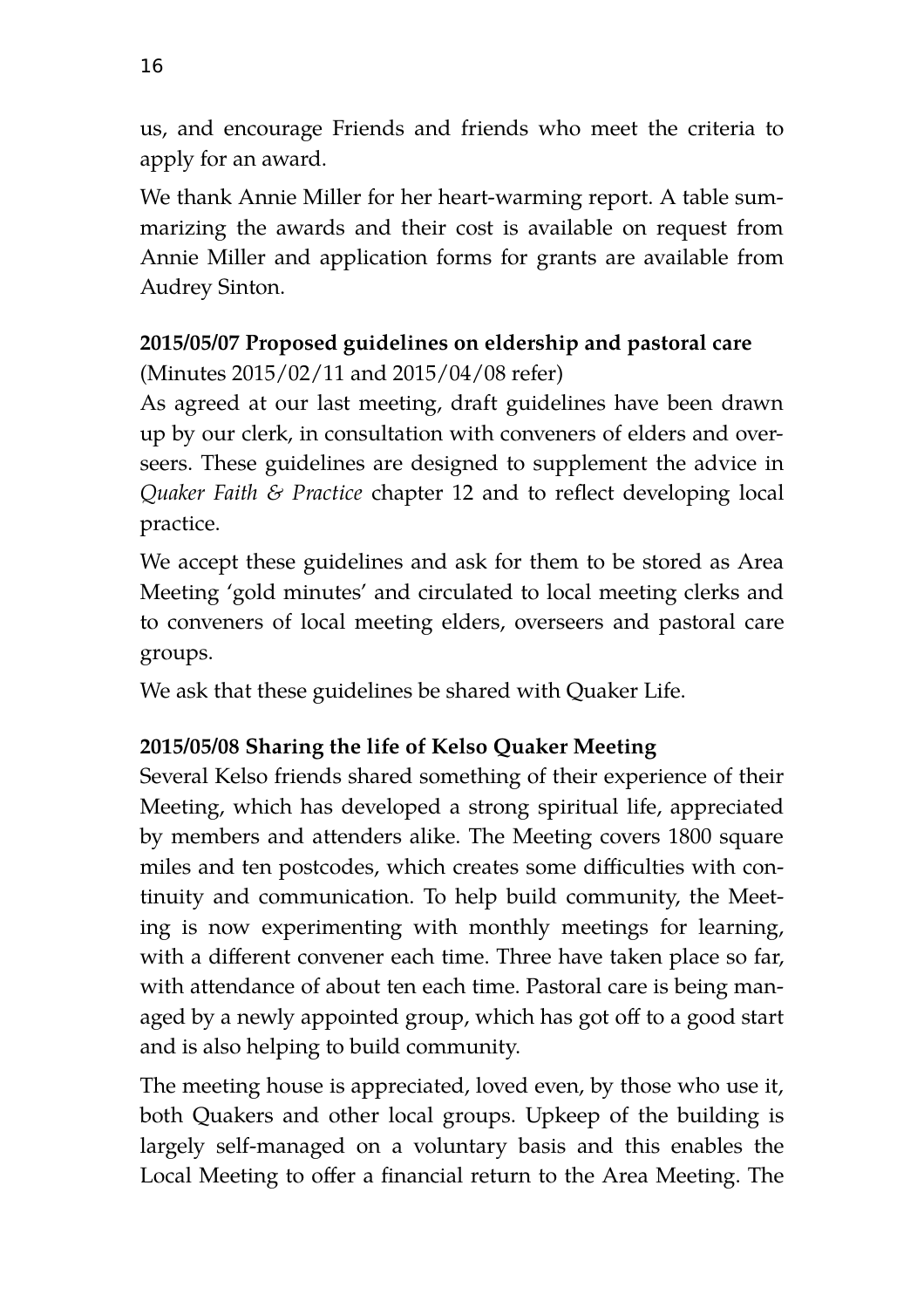us, and encourage Friends and friends who meet the criteria to apply for an award.

We thank Annie Miller for her heart-warming report. A table summarizing the awards and their cost is available on request from Annie Miller and application forms for grants are available from Audrey Sinton.

**2015/05/07 Proposed guidelines on eldership and pastoral care**
(Minutes 2015/02/11 and 2015/04/08 refer)
As agreed at our last meeting, draft guidelines have been drawn up by our clerk, in consultation with conveners of elders and overseers. These guidelines are designed to supplement the advice in *Quaker Faith & Practice* chapter 12 and to reflect developing local practice.

We accept these guidelines and ask for them to be stored as Area Meeting 'gold minutes' and circulated to local meeting clerks and to conveners of local meeting elders, overseers and pastoral care groups.

We ask that these guidelines be shared with Quaker Life.

**2015/05/08 Sharing the life of Kelso Quaker Meeting**
Several Kelso friends shared something of their experience of their Meeting, which has developed a strong spiritual life, appreciated by members and attenders alike. The Meeting covers 1800 square miles and ten postcodes, which creates some difficulties with continuity and communication. To help build community, the Meeting is now experimenting with monthly meetings for learning, with a different convener each time. Three have taken place so far, with attendance of about ten each time. Pastoral care is being managed by a newly appointed group, which has got off to a good start and is also helping to build community.

The meeting house is appreciated, loved even, by those who use it, both Quakers and other local groups. Upkeep of the building is largely self-managed on a voluntary basis and this enables the Local Meeting to offer a financial return to the Area Meeting. The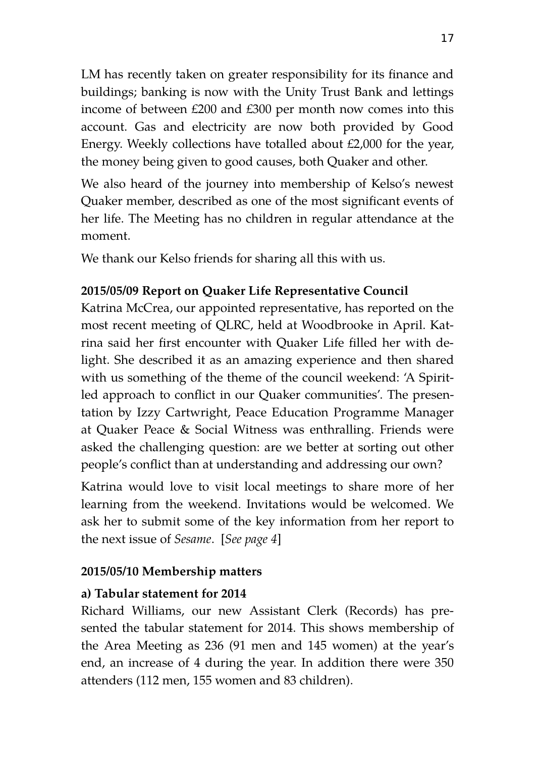LM has recently taken on greater responsibility for its finance and buildings; banking is now with the Unity Trust Bank and lettings income of between £200 and £300 per month now comes into this account. Gas and electricity are now both provided by Good Energy. Weekly collections have totalled about £2,000 for the year, the money being given to good causes, both Quaker and other.

We also heard of the journey into membership of Kelso's newest Quaker member, described as one of the most significant events of her life. The Meeting has no children in regular attendance at the moment.

We thank our Kelso friends for sharing all this with us.

**2015/05/09 Report on Quaker Life Representative Council**

Katrina McCrea, our appointed representative, has reported on the most recent meeting of QLRC, held at Woodbrooke in April. Katrina said her first encounter with Quaker Life filled her with delight. She described it as an amazing experience and then shared with us something of the theme of the council weekend: 'A Spirit-led approach to conflict in our Quaker communities'. The presentation by Izzy Cartwright, Peace Education Programme Manager at Quaker Peace & Social Witness was enthralling. Friends were asked the challenging question: are we better at sorting out other people's conflict than at understanding and addressing our own?

Katrina would love to visit local meetings to share more of her learning from the weekend. Invitations would be welcomed. We ask her to submit some of the key information from her report to the next issue of *Sesame*. [*See page 4*]

**2015/05/10 Membership matters**

**a) Tabular statement for 2014**

Richard Williams, our new Assistant Clerk (Records) has presented the tabular statement for 2014. This shows membership of the Area Meeting as 236 (91 men and 145 women) at the year's end, an increase of 4 during the year. In addition there were 350 attenders (112 men, 155 women and 83 children).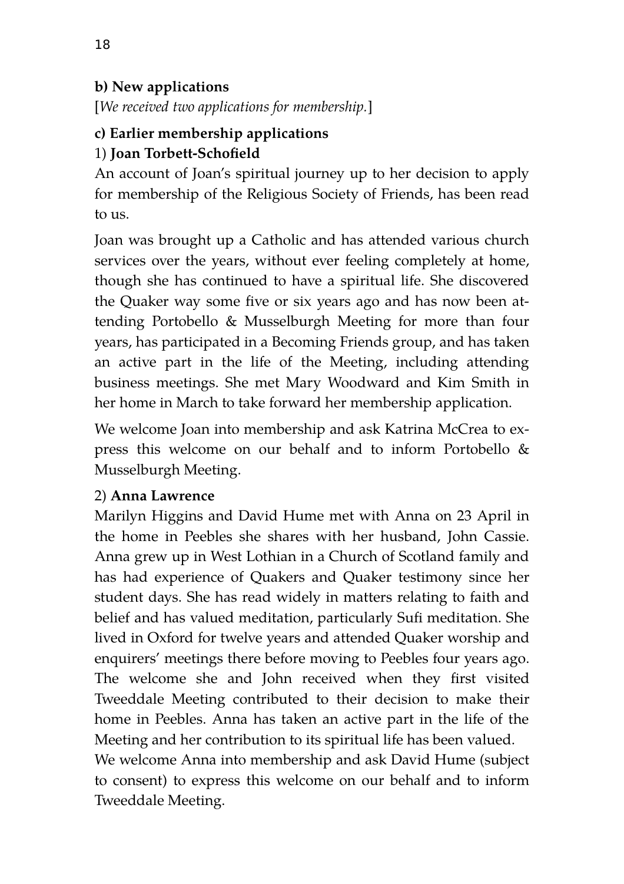**b) New applications**

[*We received two applications for membership.*]

**c) Earlier membership applications**

1) **Joan Torbett-Schofield**

An account of Joan's spiritual journey up to her decision to apply for membership of the Religious Society of Friends, has been read to us.

Joan was brought up a Catholic and has attended various church services over the years, without ever feeling completely at home, though she has continued to have a spiritual life. She discovered the Quaker way some five or six years ago and has now been attending Portobello & Musselburgh Meeting for more than four years, has participated in a Becoming Friends group, and has taken an active part in the life of the Meeting, including attending business meetings. She met Mary Woodward and Kim Smith in her home in March to take forward her membership application.

We welcome Joan into membership and ask Katrina McCrea to express this welcome on our behalf and to inform Portobello & Musselburgh Meeting.

2) **Anna Lawrence**

Marilyn Higgins and David Hume met with Anna on 23 April in the home in Peebles she shares with her husband, John Cassie. Anna grew up in West Lothian in a Church of Scotland family and has had experience of Quakers and Quaker testimony since her student days. She has read widely in matters relating to faith and belief and has valued meditation, particularly Sufi meditation. She lived in Oxford for twelve years and attended Quaker worship and enquirers' meetings there before moving to Peebles four years ago. The welcome she and John received when they first visited Tweeddale Meeting contributed to their decision to make their home in Peebles. Anna has taken an active part in the life of the Meeting and her contribution to its spiritual life has been valued.

We welcome Anna into membership and ask David Hume (subject to consent) to express this welcome on our behalf and to inform Tweeddale Meeting.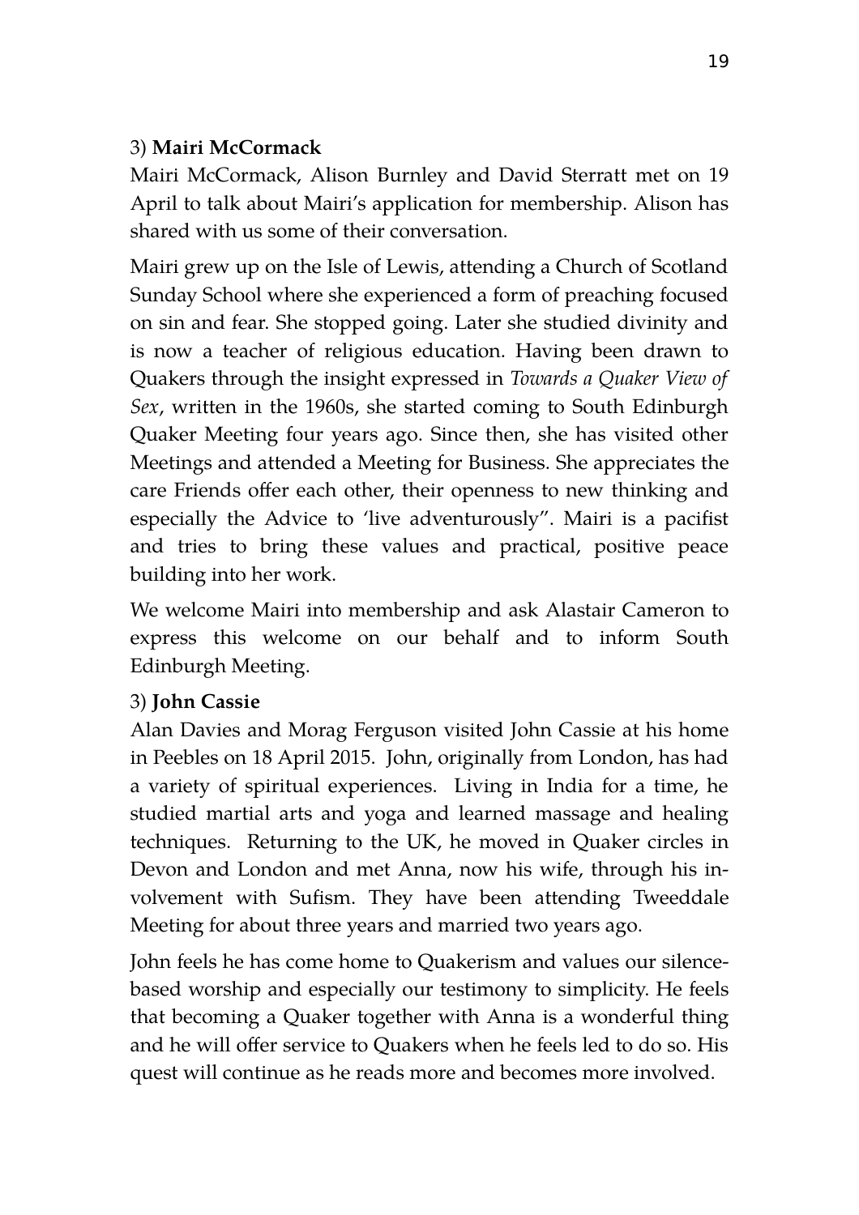3) **Mairi McCormack**

Mairi McCormack, Alison Burnley and David Sterratt met on 19 April to talk about Mairi's application for membership. Alison has shared with us some of their conversation.

Mairi grew up on the Isle of Lewis, attending a Church of Scotland Sunday School where she experienced a form of preaching focused on sin and fear. She stopped going. Later she studied divinity and is now a teacher of religious education. Having been drawn to Quakers through the insight expressed in *Towards a Quaker View of Sex*, written in the 1960s, she started coming to South Edinburgh Quaker Meeting four years ago. Since then, she has visited other Meetings and attended a Meeting for Business. She appreciates the care Friends offer each other, their openness to new thinking and especially the Advice to 'live adventurously". Mairi is a pacifist and tries to bring these values and practical, positive peace building into her work.

We welcome Mairi into membership and ask Alastair Cameron to express this welcome on our behalf and to inform South Edinburgh Meeting.

3) **John Cassie**

Alan Davies and Morag Ferguson visited John Cassie at his home in Peebles on 18 April 2015. John, originally from London, has had a variety of spiritual experiences. Living in India for a time, he studied martial arts and yoga and learned massage and healing techniques. Returning to the UK, he moved in Quaker circles in Devon and London and met Anna, now his wife, through his involvement with Sufism. They have been attending Tweeddale Meeting for about three years and married two years ago.

John feels he has come home to Quakerism and values our silence-based worship and especially our testimony to simplicity. He feels that becoming a Quaker together with Anna is a wonderful thing and he will offer service to Quakers when he feels led to do so. His quest will continue as he reads more and becomes more involved.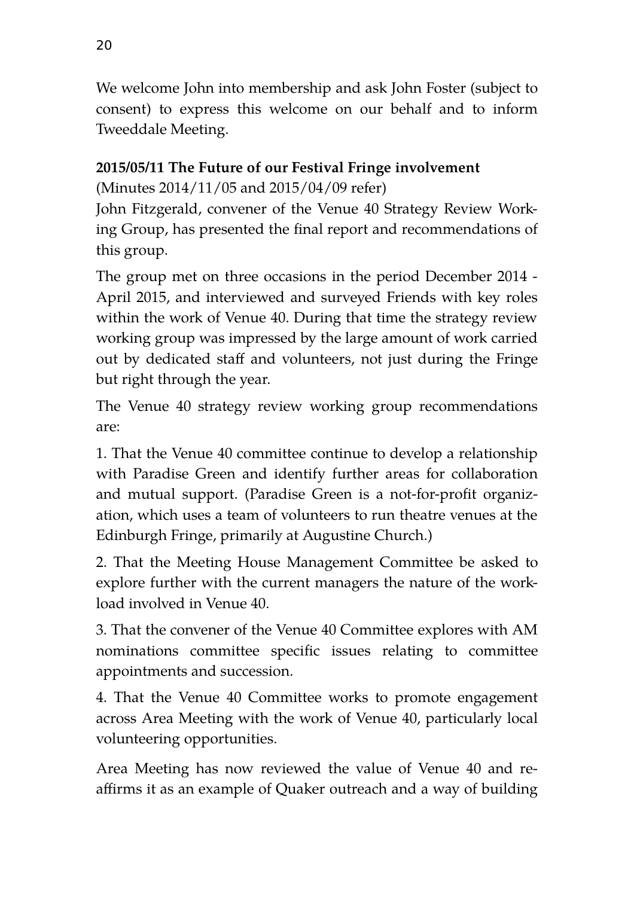We welcome John into membership and ask John Foster (subject to consent) to express this welcome on our behalf and to inform Tweeddale Meeting.

**2015/05/11 The Future of our Festival Fringe involvement**

(Minutes 2014/11/05 and 2015/04/09 refer)

John Fitzgerald, convener of the Venue 40 Strategy Review Working Group, has presented the final report and recommendations of this group.

The group met on three occasions in the period December 2014 - April 2015, and interviewed and surveyed Friends with key roles within the work of Venue 40. During that time the strategy review working group was impressed by the large amount of work carried out by dedicated staff and volunteers, not just during the Fringe but right through the year.

The Venue 40 strategy review working group recommendations are:

1. That the Venue 40 committee continue to develop a relationship with Paradise Green and identify further areas for collaboration and mutual support. (Paradise Green is a not-for-profit organization, which uses a team of volunteers to run theatre venues at the Edinburgh Fringe, primarily at Augustine Church.)

2. That the Meeting House Management Committee be asked to explore further with the current managers the nature of the workload involved in Venue 40.

3. That the convener of the Venue 40 Committee explores with AM nominations committee specific issues relating to committee appointments and succession.

4. That the Venue 40 Committee works to promote engagement across Area Meeting with the work of Venue 40, particularly local volunteering opportunities.

Area Meeting has now reviewed the value of Venue 40 and reaffirms it as an example of Quaker outreach and a way of building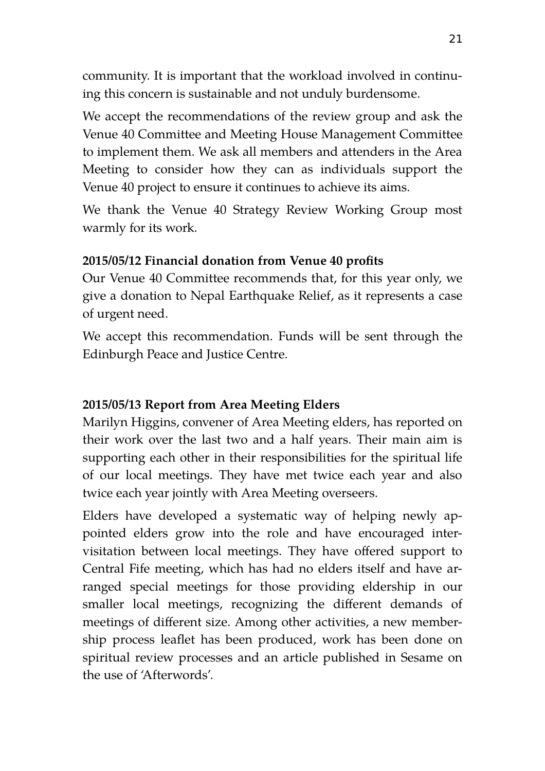community. It is important that the workload involved in continuing this concern is sustainable and not unduly burdensome.

We accept the recommendations of the review group and ask the Venue 40 Committee and Meeting House Management Committee to implement them. We ask all members and attenders in the Area Meeting to consider how they can as individuals support the Venue 40 project to ensure it continues to achieve its aims.

We thank the Venue 40 Strategy Review Working Group most warmly for its work.

**2015/05/12 Financial donation from Venue 40 profits**

Our Venue 40 Committee recommends that, for this year only, we give a donation to Nepal Earthquake Relief, as it represents a case of urgent need.

We accept this recommendation. Funds will be sent through the Edinburgh Peace and Justice Centre.

**2015/05/13 Report from Area Meeting Elders**

Marilyn Higgins, convener of Area Meeting elders, has reported on their work over the last two and a half years. Their main aim is supporting each other in their responsibilities for the spiritual life of our local meetings. They have met twice each year and also twice each year jointly with Area Meeting overseers.

Elders have developed a systematic way of helping newly appointed elders grow into the role and have encouraged intervisitation between local meetings. They have offered support to Central Fife meeting, which has had no elders itself and have arranged special meetings for those providing eldership in our smaller local meetings, recognizing the different demands of meetings of different size. Among other activities, a new membership process leaflet has been produced, work has been done on spiritual review processes and an article published in Sesame on the use of 'Afterwords'.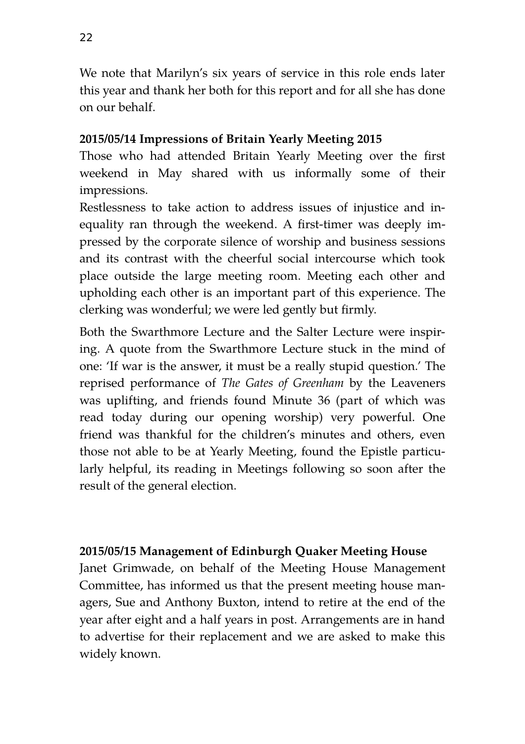We note that Marilyn's six years of service in this role ends later this year and thank her both for this report and for all she has done on our behalf.

**2015/05/14 Impressions of Britain Yearly Meeting 2015**

Those who had attended Britain Yearly Meeting over the first weekend in May shared with us informally some of their impressions.

Restlessness to take action to address issues of injustice and inequality ran through the weekend. A first-timer was deeply impressed by the corporate silence of worship and business sessions and its contrast with the cheerful social intercourse which took place outside the large meeting room. Meeting each other and upholding each other is an important part of this experience. The clerking was wonderful; we were led gently but firmly.

Both the Swarthmore Lecture and the Salter Lecture were inspiring. A quote from the Swarthmore Lecture stuck in the mind of one: 'If war is the answer, it must be a really stupid question.' The reprised performance of *The Gates of Greenham* by the Leaveners was uplifting, and friends found Minute 36 (part of which was read today during our opening worship) very powerful. One friend was thankful for the children's minutes and others, even those not able to be at Yearly Meeting, found the Epistle particularly helpful, its reading in Meetings following so soon after the result of the general election.

**2015/05/15 Management of Edinburgh Quaker Meeting House**

Janet Grimwade, on behalf of the Meeting House Management Committee, has informed us that the present meeting house managers, Sue and Anthony Buxton, intend to retire at the end of the year after eight and a half years in post. Arrangements are in hand to advertise for their replacement and we are asked to make this widely known.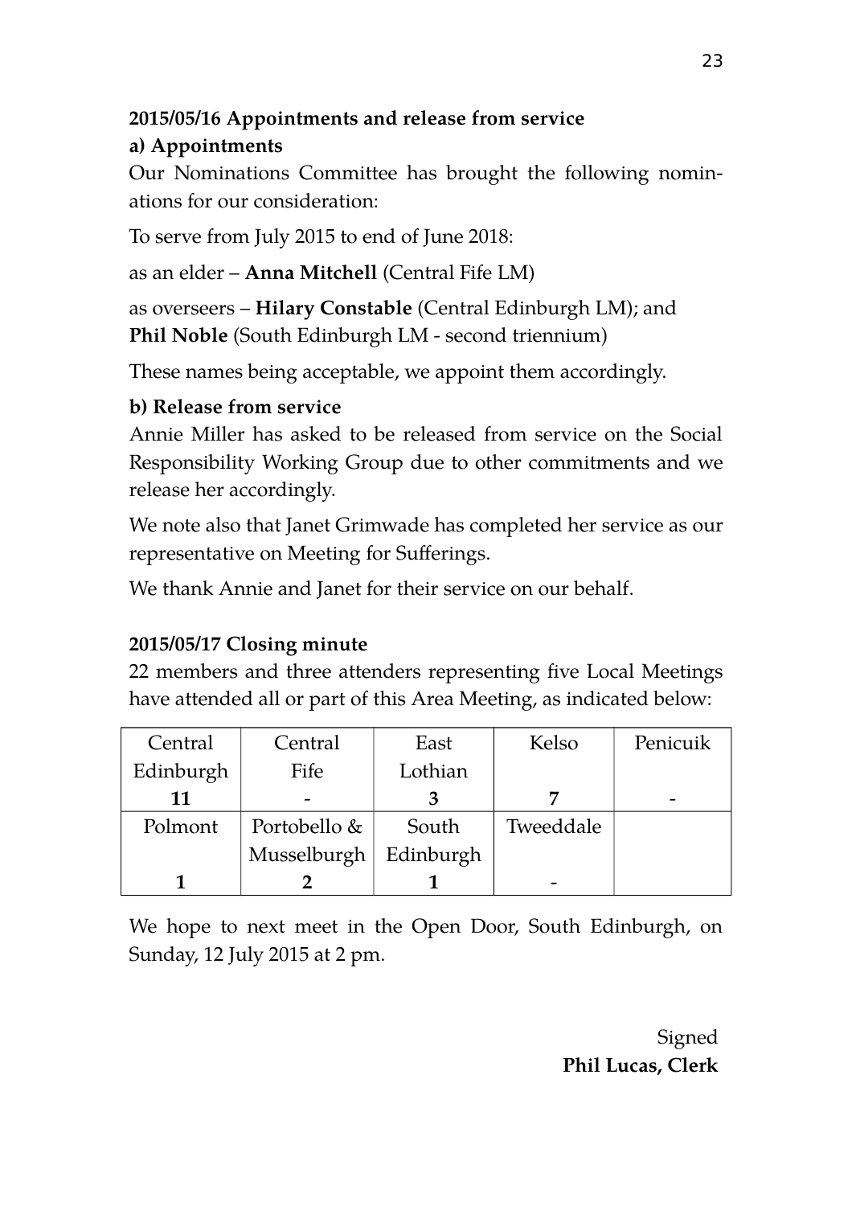**2015/05/16 Appointments and release from service**

**a) Appointments**

Our Nominations Committee has brought the following nominations for our consideration:

To serve from July 2015 to end of June 2018:

as an elder – **Anna Mitchell** (Central Fife LM)

as overseers – **Hilary Constable** (Central Edinburgh LM); and **Phil Noble** (South Edinburgh LM - second triennium)

These names being acceptable, we appoint them accordingly.

**b) Release from service**

Annie Miller has asked to be released from service on the Social Responsibility Working Group due to other commitments and we release her accordingly.

We note also that Janet Grimwade has completed her service as our representative on Meeting for Sufferings.

We thank Annie and Janet for their service on our behalf.

**2015/05/17 Closing minute**

22 members and three attenders representing five Local Meetings have attended all or part of this Area Meeting, as indicated below:

| Central Edinburgh | Central Fife | East Lothian | Kelso | Penicuik |
|---|---|---|---|---|
| **11** | - | **3** | **7** | - |
| Polmont | Portobello & Musselburgh | South Edinburgh | Tweeddale | |
| **1** | **2** | **1** | - | |

We hope to next meet in the Open Door, South Edinburgh, on Sunday, 12 July 2015 at 2 pm.

Signed
**Phil Lucas, Clerk**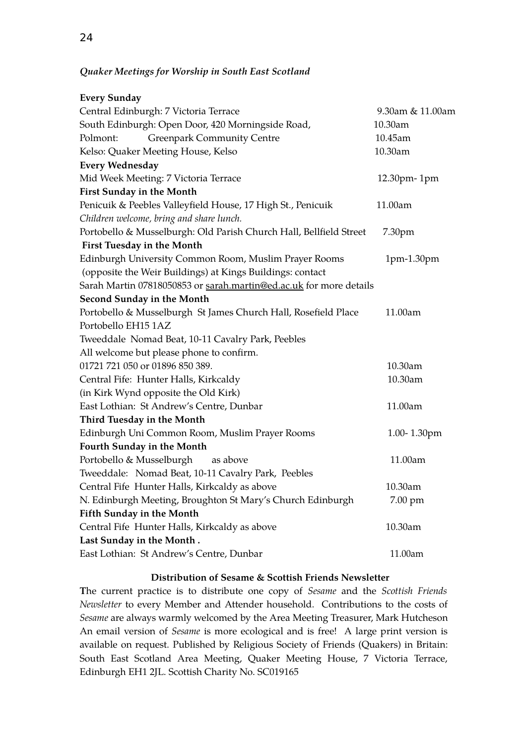*Quaker Meetings for Worship in South East Scotland*

| | |
|---|---|
| **Every Sunday** | |
| Central Edinburgh: 7 Victoria Terrace | 9.30am & 11.00am |
| South Edinburgh: Open Door, 420 Morningside Road, | 10.30am |
| Polmont: Greenpark Community Centre | 10.45am |
| Kelso: Quaker Meeting House, Kelso | 10.30am |
| **Every Wednesday** | |
| Mid Week Meeting: 7 Victoria Terrace | 12.30pm- 1pm |
| **First Sunday in the Month** | |
| Penicuik & Peebles Valleyfield House, 17 High St., Penicuik | 11.00am |
| *Children welcome, bring and share lunch.* | |
| Portobello & Musselburgh: Old Parish Church Hall, Bellfield Street | 7.30pm |
| **First Tuesday in the Month** | |
| Edinburgh University Common Room, Muslim Prayer Rooms (opposite the Weir Buildings) at Kings Buildings: contact Sarah Martin 07818050853 or sarah.martin@ed.ac.uk for more details | 1pm-1.30pm |
| **Second Sunday in the Month** | |
| Portobello & Musselburgh St James Church Hall, Rosefield Place Portobello EH15 1AZ | 11.00am |
| Tweeddale Nomad Beat, 10-11 Cavalry Park, Peebles All welcome but please phone to confirm. 01721 721 050 or 01896 850 389. | 10.30am |
| Central Fife: Hunter Halls, Kirkcaldy (in Kirk Wynd opposite the Old Kirk) | 10.30am |
| East Lothian: St Andrew's Centre, Dunbar | 11.00am |
| **Third Tuesday in the Month** | |
| Edinburgh Uni Common Room, Muslim Prayer Rooms | 1.00- 1.30pm |
| **Fourth Sunday in the Month** | |
| Portobello & Musselburgh as above | 11.00am |
| Tweeddale: Nomad Beat, 10-11 Cavalry Park, Peebles | |
| Central Fife Hunter Halls, Kirkcaldy as above | 10.30am |
| N. Edinburgh Meeting, Broughton St Mary's Church Edinburgh | 7.00 pm |
| **Fifth Sunday in the Month** | |
| Central Fife Hunter Halls, Kirkcaldy as above | 10.30am |
| **Last Sunday in the Month .** | |
| East Lothian: St Andrew's Centre, Dunbar | 11.00am |

**Distribution of Sesame & Scottish Friends Newsletter**

The current practice is to distribute one copy of *Sesame* and the *Scottish Friends Newsletter* to every Member and Attender household. Contributions to the costs of *Sesame* are always warmly welcomed by the Area Meeting Treasurer, Mark Hutcheson An email version of *Sesame* is more ecological and is free! A large print version is available on request. Published by Religious Society of Friends (Quakers) in Britain: South East Scotland Area Meeting, Quaker Meeting House, 7 Victoria Terrace, Edinburgh EH1 2JL. Scottish Charity No. SC019165